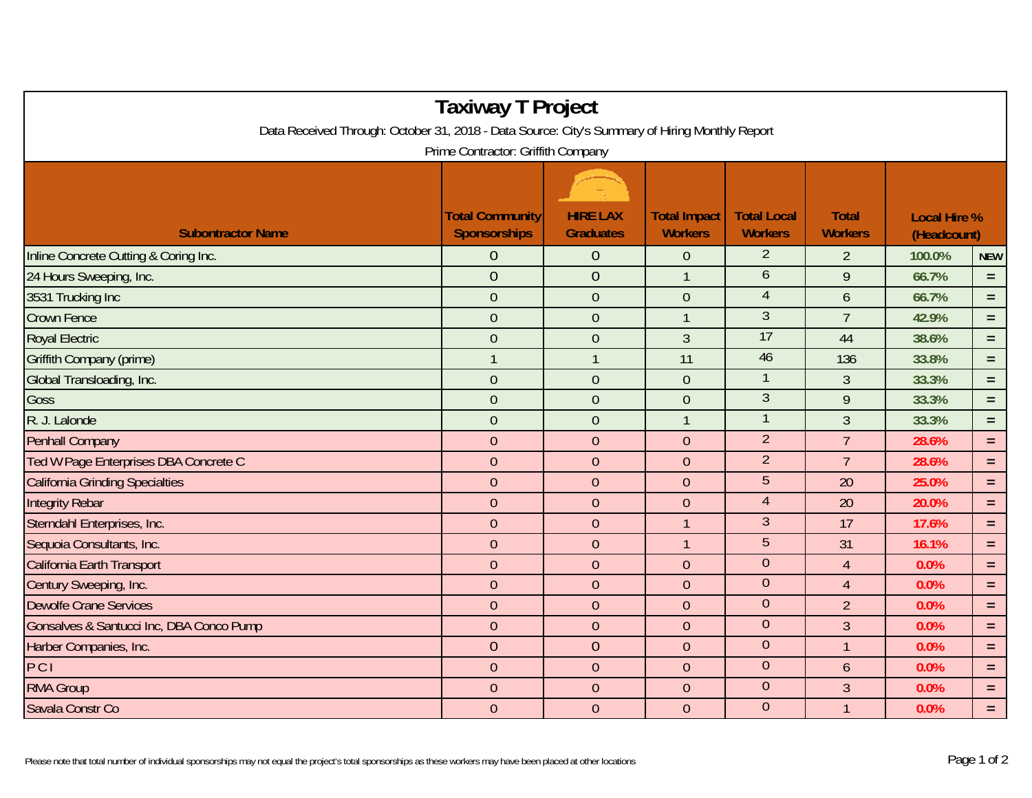# Taxiway T Project

Data Received Through: October 31, 2018 - Data Source: City's Summary of Hiring Monthly Report

Prime Contractor: Griffith Company

| Subontractor Name | Total Community Sponsorships | HIRE LAX Graduates | Total Impact Workers | Total Local Workers | Total Workers | Local Hire % (Headcount) | |
|---|---|---|---|---|---|---|---|
| Inline Concrete Cutting & Coring Inc. | 0 | 0 | 0 | 2 | 2 | 100.0% | NEW |
| 24 Hours Sweeping, Inc. | 0 | 0 | 1 | 6 | 9 | 66.7% | = |
| 3531 Trucking Inc | 0 | 0 | 0 | 4 | 6 | 66.7% | = |
| Crown Fence | 0 | 0 | 1 | 3 | 7 | 42.9% | = |
| Royal Electric | 0 | 0 | 3 | 17 | 44 | 38.6% | = |
| Griffith Company (prime) | 1 | 1 | 11 | 46 | 136 | 33.8% | = |
| Global Transloading, Inc. | 0 | 0 | 0 | 1 | 3 | 33.3% | = |
| Goss | 0 | 0 | 0 | 3 | 9 | 33.3% | = |
| R. J. Lalonde | 0 | 0 | 1 | 1 | 3 | 33.3% | = |
| Penhall Company | 0 | 0 | 0 | 2 | 7 | 28.6% | = |
| Ted W Page Enterprises DBA Concrete C | 0 | 0 | 0 | 2 | 7 | 28.6% | = |
| California Grinding Specialties | 0 | 0 | 0 | 5 | 20 | 25.0% | = |
| Integrity Rebar | 0 | 0 | 0 | 4 | 20 | 20.0% | = |
| Sterndahl Enterprises, Inc. | 0 | 0 | 1 | 3 | 17 | 17.6% | = |
| Sequoia Consultants, Inc. | 0 | 0 | 1 | 5 | 31 | 16.1% | = |
| California Earth Transport | 0 | 0 | 0 | 0 | 4 | 0.0% | = |
| Century Sweeping, Inc. | 0 | 0 | 0 | 0 | 4 | 0.0% | = |
| Dewolfe Crane Services | 0 | 0 | 0 | 0 | 2 | 0.0% | = |
| Gonsalves & Santucci Inc, DBA Conco Pump | 0 | 0 | 0 | 0 | 3 | 0.0% | = |
| Harber Companies, Inc. | 0 | 0 | 0 | 0 | 1 | 0.0% | = |
| P C I | 0 | 0 | 0 | 0 | 6 | 0.0% | = |
| RMA Group | 0 | 0 | 0 | 0 | 3 | 0.0% | = |
| Savala Constr Co | 0 | 0 | 0 | 0 | 1 | 0.0% | = |

Please note that total number of individual sponsorships may not equal the project's total sponsorships as these workers may have been placed at other locations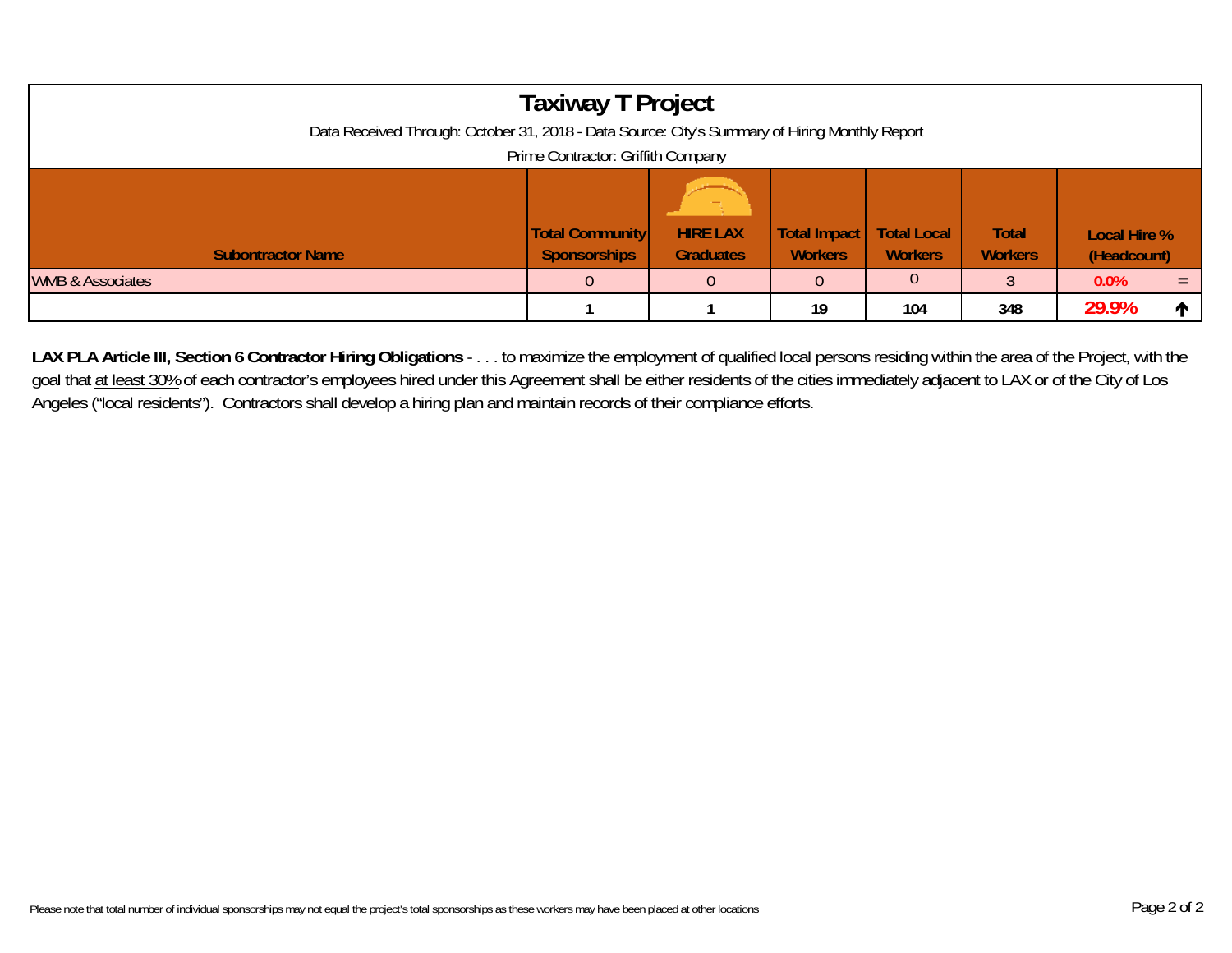# Taxiway T Project

Data Received Through: October 31, 2018 - Data Source: City's Summary of Hiring Monthly Report

Prime Contractor: Griffith Company

| Subontractor Name | Total Community Sponsorships | HIRE LAX Graduates | Total Impact Workers | Total Local Workers | Total Workers | Local Hire % (Headcount) | |
|---|---|---|---|---|---|---|---|
| WMB & Associates | 0 | 0 | 0 | 0 | 3 | 0.0% | = |
| | **1** | **1** | **19** | **104** | **348** | **29.9%** | ↑ |

**LAX PLA Article III, Section 6 Contractor Hiring Obligations** - . . . to maximize the employment of qualified local persons residing within the area of the Project, with the goal that at least 30% of each contractor's employees hired under this Agreement shall be either residents of the cities immediately adjacent to LAX or of the City of Los Angeles ("local residents"). Contractors shall develop a hiring plan and maintain records of their compliance efforts.

Please note that total number of individual sponsorships may not equal the project's total sponsorships as these workers may have been placed at other locations